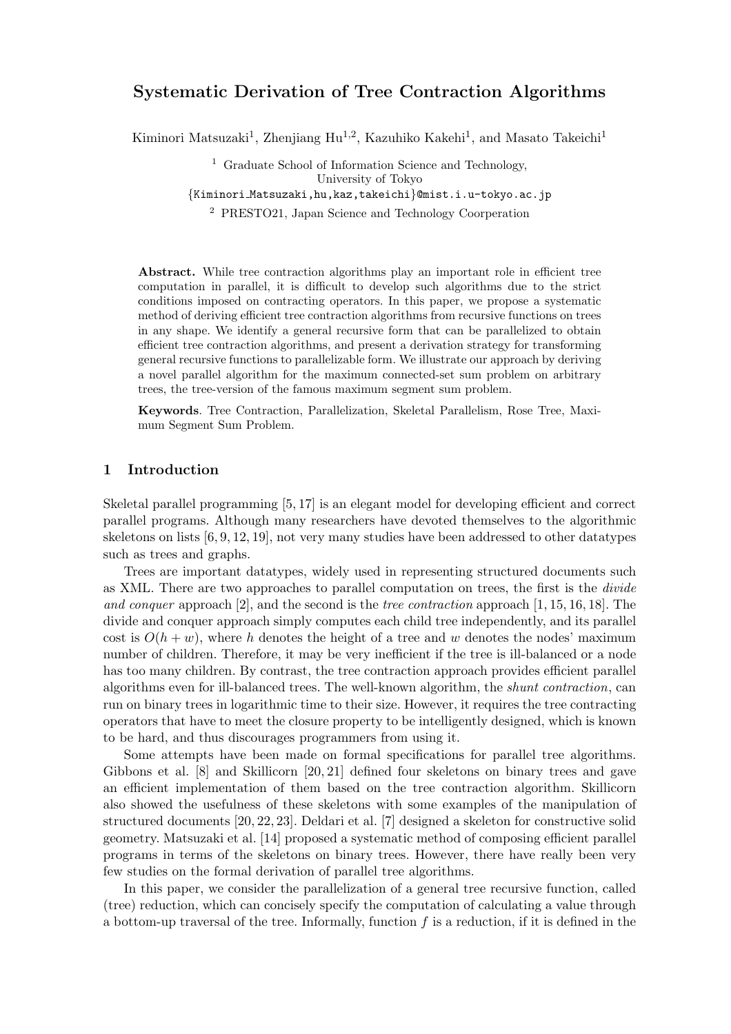# Systematic Derivation of Tree Contraction Algorithms

Kiminori Matsuzaki[1], Zhenjiang Hu[1,2], Kazuhiko Kakehi[1], and Masato Takeichi[1]

[1] Graduate School of Information Science and Technology, University of Tokyo
{Kiminori_Matsuzaki,hu,kaz,takeichi}@mist.i.u-tokyo.ac.jp

[2] PRESTO21, Japan Science and Technology Coorperation

**Abstract.** While tree contraction algorithms play an important role in efficient tree computation in parallel, it is difficult to develop such algorithms due to the strict conditions imposed on contracting operators. In this paper, we propose a systematic method of deriving efficient tree contraction algorithms from recursive functions on trees in any shape. We identify a general recursive form that can be parallelized to obtain efficient tree contraction algorithms, and present a derivation strategy for transforming general recursive functions to parallelizable form. We illustrate our approach by deriving a novel parallel algorithm for the maximum connected-set sum problem on arbitrary trees, the tree-version of the famous maximum segment sum problem.

**Keywords**. Tree Contraction, Parallelization, Skeletal Parallelism, Rose Tree, Maximum Segment Sum Problem.

## 1 Introduction

Skeletal parallel programming [5, 17] is an elegant model for developing efficient and correct parallel programs. Although many researchers have devoted themselves to the algorithmic skeletons on lists [6, 9, 12, 19], not very many studies have been addressed to other datatypes such as trees and graphs.

Trees are important datatypes, widely used in representing structured documents such as XML. There are two approaches to parallel computation on trees, the first is the *divide and conquer* approach [2], and the second is the *tree contraction* approach [1, 15, 16, 18]. The divide and conquer approach simply computes each child tree independently, and its parallel cost is $O(h + w)$, where $h$ denotes the height of a tree and $w$ denotes the nodes' maximum number of children. Therefore, it may be very inefficient if the tree is ill-balanced or a node has too many children. By contrast, the tree contraction approach provides efficient parallel algorithms even for ill-balanced trees. The well-known algorithm, the *shunt contraction*, can run on binary trees in logarithmic time to their size. However, it requires the tree contracting operators that have to meet the closure property to be intelligently designed, which is known to be hard, and thus discourages programmers from using it.

Some attempts have been made on formal specifications for parallel tree algorithms. Gibbons et al. [8] and Skillicorn [20, 21] defined four skeletons on binary trees and gave an efficient implementation of them based on the tree contraction algorithm. Skillicorn also showed the usefulness of these skeletons with some examples of the manipulation of structured documents [20, 22, 23]. Deldari et al. [7] designed a skeleton for constructive solid geometry. Matsuzaki et al. [14] proposed a systematic method of composing efficient parallel programs in terms of the skeletons on binary trees. However, there have really been very few studies on the formal derivation of parallel tree algorithms.

In this paper, we consider the parallelization of a general tree recursive function, called (tree) reduction, which can concisely specify the computation of calculating a value through a bottom-up traversal of the tree. Informally, function $f$ is a reduction, if it is defined in the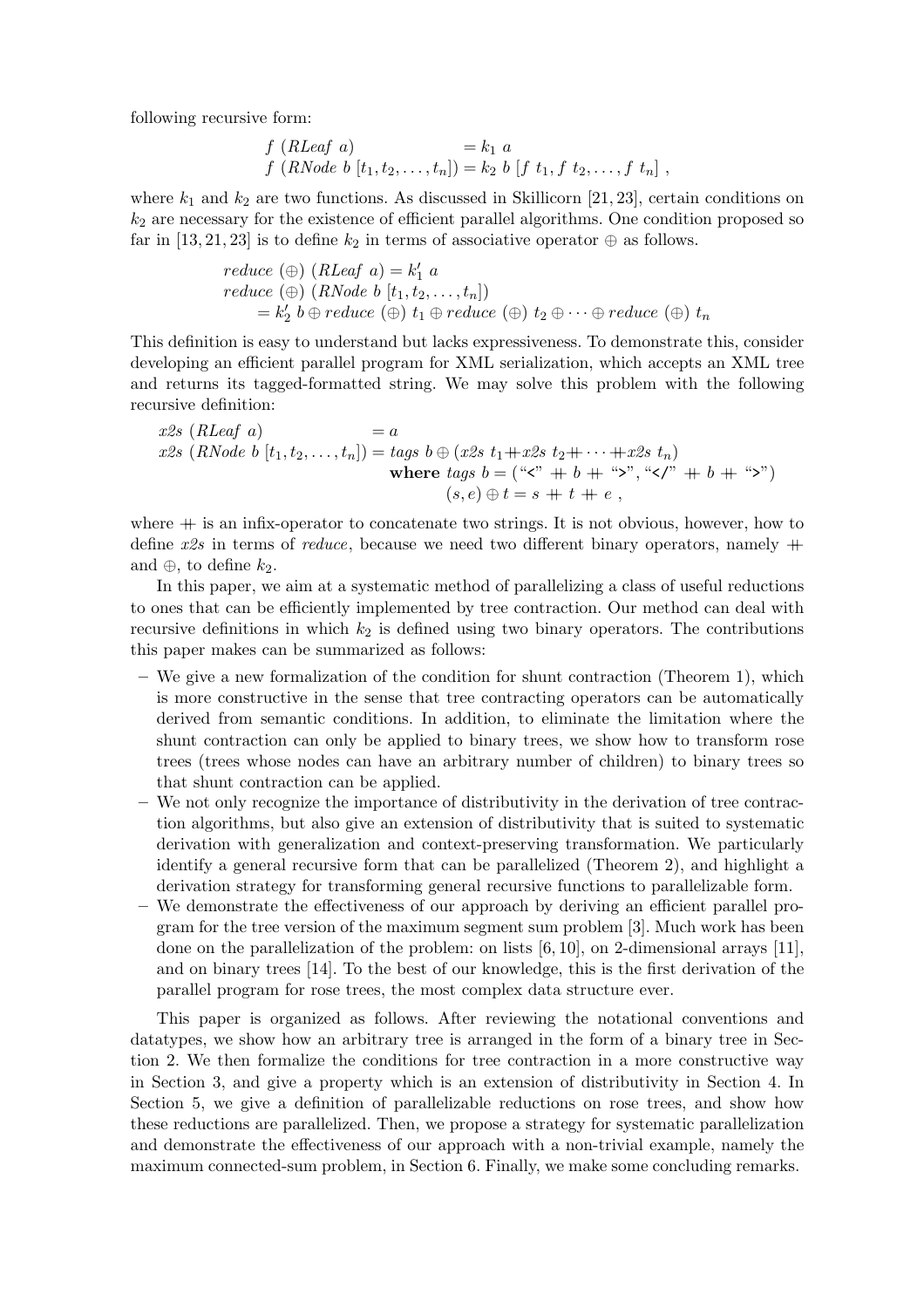following recursive form:

$$
\begin{aligned}
&f\ (RLeaf\ a) &&= k_1\ a \\
&f\ (RNode\ b\ [t_1, t_2, \ldots, t_n]) &&= k_2\ b\ [f\ t_1, f\ t_2, \ldots, f\ t_n]\ ,
\end{aligned}
$$

where $k_1$ and $k_2$ are two functions. As discussed in Skillicorn [21, 23], certain conditions on $k_2$ are necessary for the existence of efficient parallel algorithms. One condition proposed so far in [13, 21, 23] is to define $k_2$ in terms of associative operator $\oplus$ as follows.

$$
\begin{aligned}
&reduce\ (\oplus)\ (RLeaf\ a) = k_1'\ a \\
&reduce\ (\oplus)\ (RNode\ b\ [t_1, t_2, \ldots, t_n]) \\
&\quad = k_2'\ b \oplus reduce\ (\oplus)\ t_1 \oplus reduce\ (\oplus)\ t_2 \oplus \cdots \oplus reduce\ (\oplus)\ t_n
\end{aligned}
$$

This definition is easy to understand but lacks expressiveness. To demonstrate this, consider developing an efficient parallel program for XML serialization, which accepts an XML tree and returns its tagged-formatted string. We may solve this problem with the following recursive definition:

$$
\begin{aligned}
&x2s\ (RLeaf\ a) &&= a \\
&x2s\ (RNode\ b\ [t_1, t_2, \ldots, t_n]) &&= tags\ b \oplus (x2s\ t_1 \mathbin{+\!\!+} x2s\ t_2 \mathbin{+\!\!+} \cdots \mathbin{+\!\!+} x2s\ t_n) \\
& &&\quad \textbf{where}\ tags\ b = (\text{"<"} \mathbin{+\!\!+} b \mathbin{+\!\!+} \text{">"}, \text{"</"} \mathbin{+\!\!+} b \mathbin{+\!\!+} \text{">"}) \\
& &&\qquad\qquad (s, e) \oplus t = s \mathbin{+\!\!+} t \mathbin{+\!\!+} e\ ,
\end{aligned}
$$

where $\mathbin{+\!\!+}$ is an infix-operator to concatenate two strings. It is not obvious, however, how to define *x2s* in terms of *reduce*, because we need two different binary operators, namely $\mathbin{+\!\!+}$ and $\oplus$, to define $k_2$.

In this paper, we aim at a systematic method of parallelizing a class of useful reductions to ones that can be efficiently implemented by tree contraction. Our method can deal with recursive definitions in which $k_2$ is defined using two binary operators. The contributions this paper makes can be summarized as follows:

- We give a new formalization of the condition for shunt contraction (Theorem 1), which is more constructive in the sense that tree contracting operators can be automatically derived from semantic conditions. In addition, to eliminate the limitation where the shunt contraction can only be applied to binary trees, we show how to transform rose trees (trees whose nodes can have an arbitrary number of children) to binary trees so that shunt contraction can be applied.
- We not only recognize the importance of distributivity in the derivation of tree contraction algorithms, but also give an extension of distributivity that is suited to systematic derivation with generalization and context-preserving transformation. We particularly identify a general recursive form that can be parallelized (Theorem 2), and highlight a derivation strategy for transforming general recursive functions to parallelizable form.
- We demonstrate the effectiveness of our approach by deriving an efficient parallel program for the tree version of the maximum segment sum problem [3]. Much work has been done on the parallelization of the problem: on lists [6, 10], on 2-dimensional arrays [11], and on binary trees [14]. To the best of our knowledge, this is the first derivation of the parallel program for rose trees, the most complex data structure ever.

This paper is organized as follows. After reviewing the notational conventions and datatypes, we show how an arbitrary tree is arranged in the form of a binary tree in Section 2. We then formalize the conditions for tree contraction in a more constructive way in Section 3, and give a property which is an extension of distributivity in Section 4. In Section 5, we give a definition of parallelizable reductions on rose trees, and show how these reductions are parallelized. Then, we propose a strategy for systematic parallelization and demonstrate the effectiveness of our approach with a non-trivial example, namely the maximum connected-sum problem, in Section 6. Finally, we make some concluding remarks.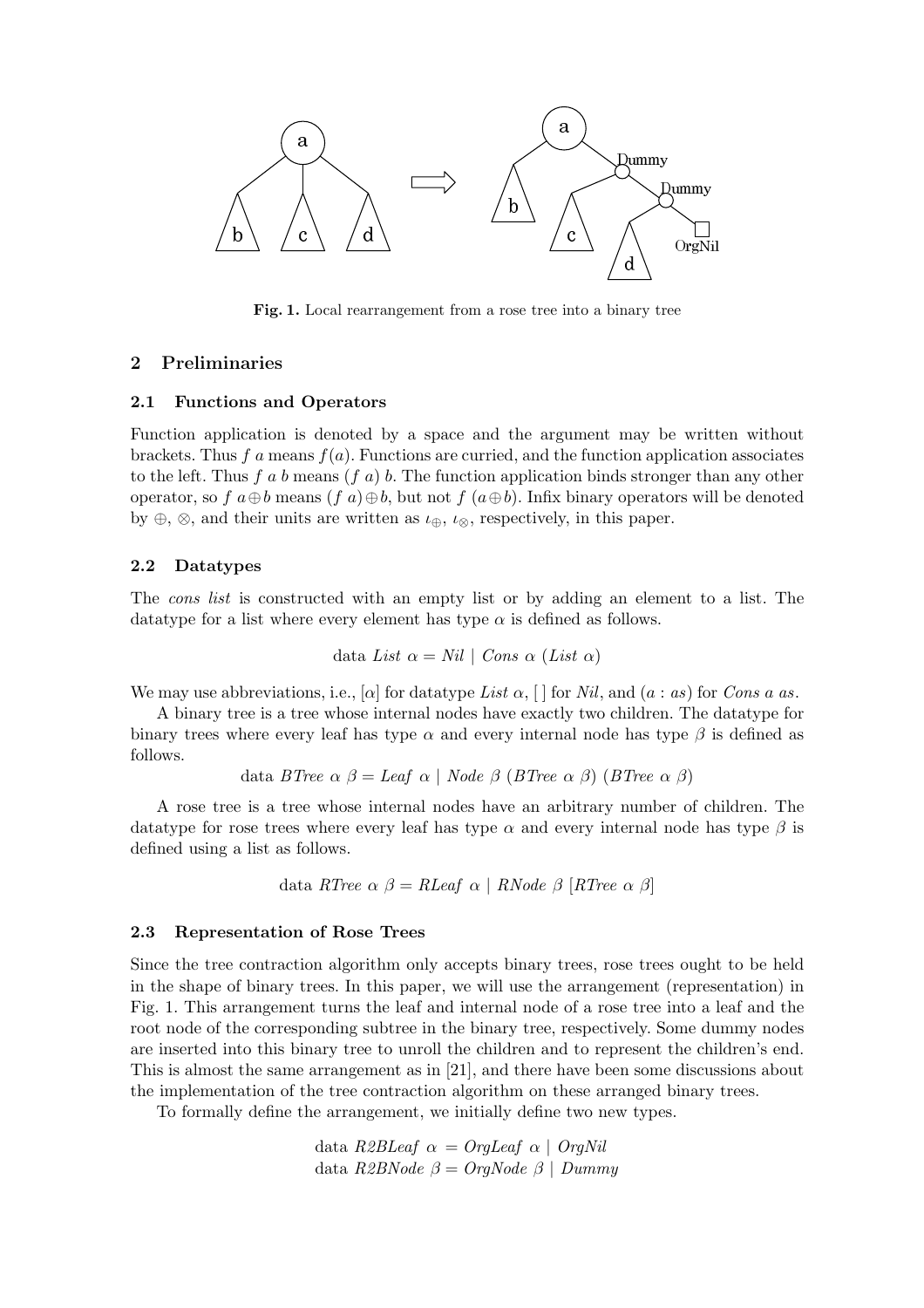**Fig. 1.** Local rearrangement from a rose tree into a binary tree

## 2 Preliminaries

### 2.1 Functions and Operators

Function application is denoted by a space and the argument may be written without brackets. Thus $f\ a$ means $f(a)$. Functions are curried, and the function application associates to the left. Thus $f\ a\ b$ means $(f\ a)\ b$. The function application binds stronger than any other operator, so $f\ a \oplus b$ means $(f\ a) \oplus b$, but not $f\ (a \oplus b)$. Infix binary operators will be denoted by $\oplus$, $\otimes$, and their units are written as $\iota_\oplus$, $\iota_\otimes$, respectively, in this paper.

### 2.2 Datatypes

The *cons list* is constructed with an empty list or by adding an element to a list. The datatype for a list where every element has type $\alpha$ is defined as follows.

$$\text{data } \mathit{List}\ \alpha = \mathit{Nil} \mid \mathit{Cons}\ \alpha\ (\mathit{List}\ \alpha)$$

We may use abbreviations, i.e., $[\alpha]$ for datatype $\mathit{List}\ \alpha$, $[\,]$ for $\mathit{Nil}$, and $(a : as)$ for $\mathit{Cons}\ a\ as$.

A binary tree is a tree whose internal nodes have exactly two children. The datatype for binary trees where every leaf has type $\alpha$ and every internal node has type $\beta$ is defined as follows.

$$\text{data } \mathit{BTree}\ \alpha\ \beta = \mathit{Leaf}\ \alpha \mid \mathit{Node}\ \beta\ (\mathit{BTree}\ \alpha\ \beta)\ (\mathit{BTree}\ \alpha\ \beta)$$

A rose tree is a tree whose internal nodes have an arbitrary number of children. The datatype for rose trees where every leaf has type $\alpha$ and every internal node has type $\beta$ is defined using a list as follows.

$$\text{data } \mathit{RTree}\ \alpha\ \beta = \mathit{RLeaf}\ \alpha \mid \mathit{RNode}\ \beta\ [\mathit{RTree}\ \alpha\ \beta]$$

### 2.3 Representation of Rose Trees

Since the tree contraction algorithm only accepts binary trees, rose trees ought to be held in the shape of binary trees. In this paper, we will use the arrangement (representation) in Fig. 1. This arrangement turns the leaf and internal node of a rose tree into a leaf and the root node of the corresponding subtree in the binary tree, respectively. Some dummy nodes are inserted into this binary tree to unroll the children and to represent the children's end. This is almost the same arrangement as in [21], and there have been some discussions about the implementation of the tree contraction algorithm on these arranged binary trees.

To formally define the arrangement, we initially define two new types.

$$\begin{aligned} &\text{data } \mathit{R2BLeaf}\ \alpha = \mathit{OrgLeaf}\ \alpha \mid \mathit{OrgNil} \\ &\text{data } \mathit{R2BNode}\ \beta = \mathit{OrgNode}\ \beta \mid \mathit{Dummy} \end{aligned}$$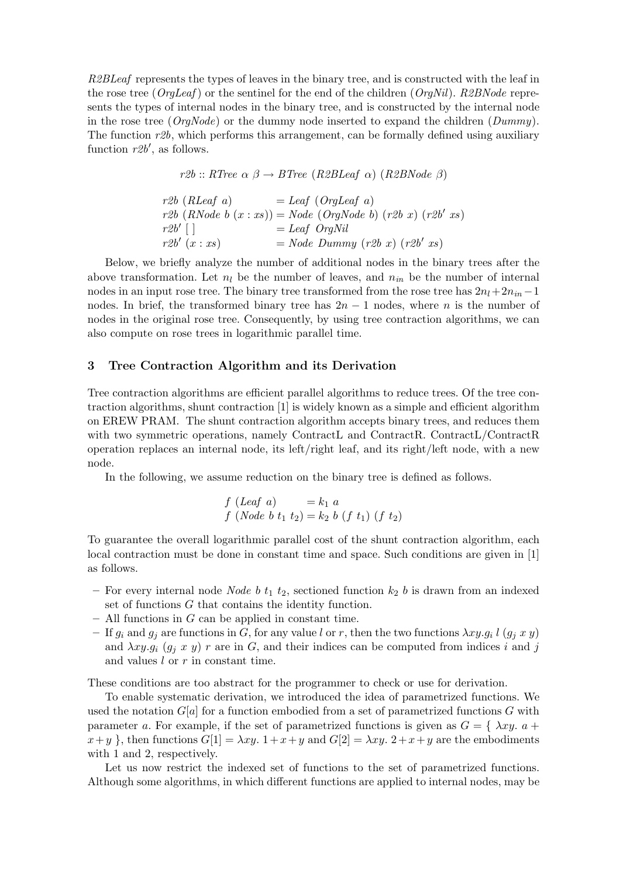*R2BLeaf* represents the types of leaves in the binary tree, and is constructed with the leaf in the rose tree (*OrgLeaf*) or the sentinel for the end of the children (*OrgNil*). *R2BNode* represents the types of internal nodes in the binary tree, and is constructed by the internal node in the rose tree (*OrgNode*) or the dummy node inserted to expand the children (*Dummy*). The function *r2b*, which performs this arrangement, can be formally defined using auxiliary function $r2b'$, as follows.

$$r2b :: RTree\ \alpha\ \beta \rightarrow BTree\ (R2BLeaf\ \alpha)\ (R2BNode\ \beta)$$

$$\begin{aligned}
r2b\ (RLeaf\ a) &= Leaf\ (OrgLeaf\ a) \\
r2b\ (RNode\ b\ (x : xs)) &= Node\ (OrgNode\ b)\ (r2b\ x)\ (r2b'\ xs) \\
r2b'\ [\,] &= Leaf\ OrgNil \\
r2b'\ (x : xs) &= Node\ Dummy\ (r2b\ x)\ (r2b'\ xs)
\end{aligned}$$

Below, we briefly analyze the number of additional nodes in the binary trees after the above transformation. Let $n_l$ be the number of leaves, and $n_{in}$ be the number of internal nodes in an input rose tree. The binary tree transformed from the rose tree has $2n_l + 2n_{in} - 1$ nodes. In brief, the transformed binary tree has $2n - 1$ nodes, where $n$ is the number of nodes in the original rose tree. Consequently, by using tree contraction algorithms, we can also compute on rose trees in logarithmic parallel time.

## 3 Tree Contraction Algorithm and its Derivation

Tree contraction algorithms are efficient parallel algorithms to reduce trees. Of the tree contraction algorithms, shunt contraction [1] is widely known as a simple and efficient algorithm on EREW PRAM. The shunt contraction algorithm accepts binary trees, and reduces them with two symmetric operations, namely ContractL and ContractR. ContractL/ContractR operation replaces an internal node, its left/right leaf, and its right/left node, with a new node.

In the following, we assume reduction on the binary tree is defined as follows.

$$\begin{aligned}
f\ (Leaf\ a) &= k_1\ a \\
f\ (Node\ b\ t_1\ t_2) &= k_2\ b\ (f\ t_1)\ (f\ t_2)
\end{aligned}$$

To guarantee the overall logarithmic parallel cost of the shunt contraction algorithm, each local contraction must be done in constant time and space. Such conditions are given in [1] as follows.

- For every internal node $Node\ b\ t_1\ t_2$, sectioned function $k_2\ b$ is drawn from an indexed set of functions $G$ that contains the identity function.
- All functions in $G$ can be applied in constant time.
- If $g_i$ and $g_j$ are functions in $G$, for any value $l$ or $r$, then the two functions $\lambda xy.g_i\ l\ (g_j\ x\ y)$ and $\lambda xy.g_i\ (g_j\ x\ y)\ r$ are in $G$, and their indices can be computed from indices $i$ and $j$ and values $l$ or $r$ in constant time.

These conditions are too abstract for the programmer to check or use for derivation.

To enable systematic derivation, we introduced the idea of parametrized functions. We used the notation $G[a]$ for a function embodied from a set of parametrized functions $G$ with parameter $a$. For example, if the set of parametrized functions is given as $G = \{\ \lambda xy.\ a + x + y\ \}$, then functions $G[1] = \lambda xy.\ 1 + x + y$ and $G[2] = \lambda xy.\ 2 + x + y$ are the embodiments with 1 and 2, respectively.

Let us now restrict the indexed set of functions to the set of parametrized functions. Although some algorithms, in which different functions are applied to internal nodes, may be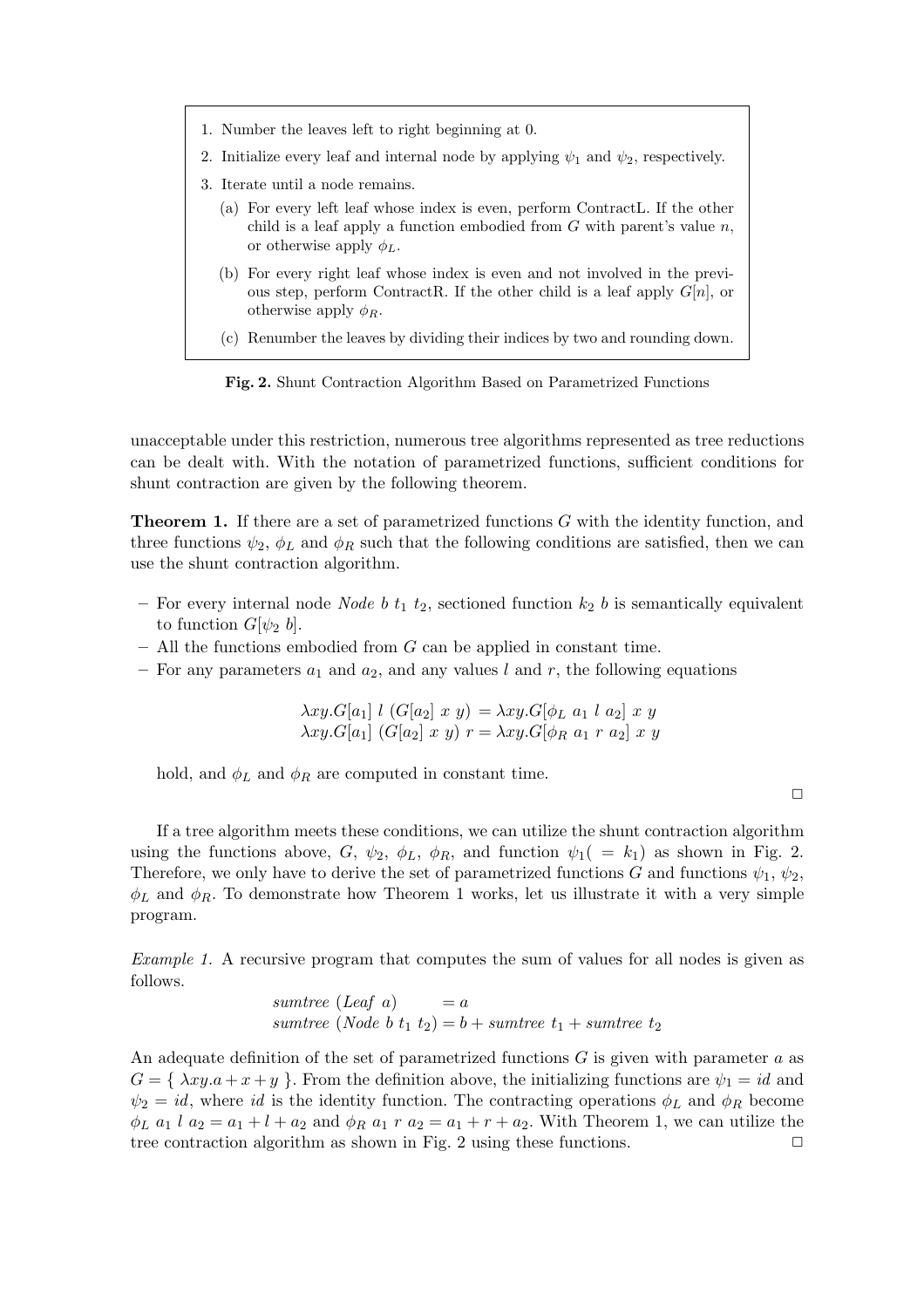1. Number the leaves left to right beginning at 0.
2. Initialize every leaf and internal node by applying $\psi_1$ and $\psi_2$, respectively.
3. Iterate until a node remains.
   (a) For every left leaf whose index is even, perform ContractL. If the other child is a leaf apply a function embodied from $G$ with parent's value $n$, or otherwise apply $\phi_L$.
   (b) For every right leaf whose index is even and not involved in the previous step, perform ContractR. If the other child is a leaf apply $G[n]$, or otherwise apply $\phi_R$.
   (c) Renumber the leaves by dividing their indices by two and rounding down.

**Fig. 2.** Shunt Contraction Algorithm Based on Parametrized Functions

unacceptable under this restriction, numerous tree algorithms represented as tree reductions can be dealt with. With the notation of parametrized functions, sufficient conditions for shunt contraction are given by the following theorem.

**Theorem 1.** If there are a set of parametrized functions $G$ with the identity function, and three functions $\psi_2$, $\phi_L$ and $\phi_R$ such that the following conditions are satisfied, then we can use the shunt contraction algorithm.

- For every internal node $Node\ b\ t_1\ t_2$, sectioned function $k_2\ b$ is semantically equivalent to function $G[\psi_2\ b]$.
- All the functions embodied from $G$ can be applied in constant time.
- For any parameters $a_1$ and $a_2$, and any values $l$ and $r$, the following equations

$$\lambda xy.G[a_1]\ l\ (G[a_2]\ x\ y) = \lambda xy.G[\phi_L\ a_1\ l\ a_2]\ x\ y$$
$$\lambda xy.G[a_1]\ (G[a_2]\ x\ y)\ r = \lambda xy.G[\phi_R\ a_1\ r\ a_2]\ x\ y$$

  hold, and $\phi_L$ and $\phi_R$ are computed in constant time.

□

If a tree algorithm meets these conditions, we can utilize the shunt contraction algorithm using the functions above, $G$, $\psi_2$, $\phi_L$, $\phi_R$, and function $\psi_1 (= k_1)$ as shown in Fig. 2. Therefore, we only have to derive the set of parametrized functions $G$ and functions $\psi_1$, $\psi_2$, $\phi_L$ and $\phi_R$. To demonstrate how Theorem 1 works, let us illustrate it with a very simple program.

*Example 1.* A recursive program that computes the sum of values for all nodes is given as follows.

$$\begin{aligned} &sumtree\ (Leaf\ a) &&= a \\ &sumtree\ (Node\ b\ t_1\ t_2) &&= b + sumtree\ t_1 + sumtree\ t_2 \end{aligned}$$

An adequate definition of the set of parametrized functions $G$ is given with parameter $a$ as $G = \{\ \lambda xy.a + x + y\ \}$. From the definition above, the initializing functions are $\psi_1 = id$ and $\psi_2 = id$, where $id$ is the identity function. The contracting operations $\phi_L$ and $\phi_R$ become $\phi_L\ a_1\ l\ a_2 = a_1 + l + a_2$ and $\phi_R\ a_1\ r\ a_2 = a_1 + r + a_2$. With Theorem 1, we can utilize the tree contraction algorithm as shown in Fig. 2 using these functions. □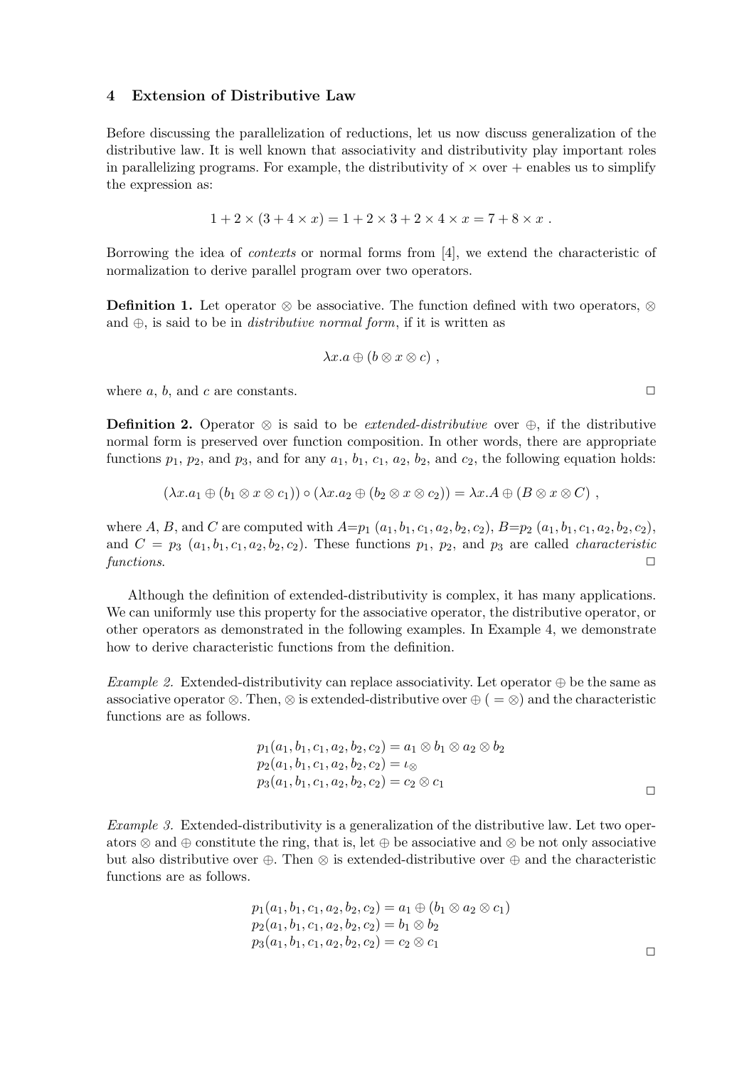## 4 Extension of Distributive Law

Before discussing the parallelization of reductions, let us now discuss generalization of the distributive law. It is well known that associativity and distributivity play important roles in parallelizing programs. For example, the distributivity of $\times$ over $+$ enables us to simplify the expression as:

$$1 + 2 \times (3 + 4 \times x) = 1 + 2 \times 3 + 2 \times 4 \times x = 7 + 8 \times x \ .$$

Borrowing the idea of *contexts* or normal forms from [4], we extend the characteristic of normalization to derive parallel program over two operators.

**Definition 1.** Let operator $\otimes$ be associative. The function defined with two operators, $\otimes$ and $\oplus$, is said to be in *distributive normal form*, if it is written as

$$\lambda x . a \oplus (b \otimes x \otimes c) \ ,$$

where $a$, $b$, and $c$ are constants. □

**Definition 2.** Operator $\otimes$ is said to be *extended-distributive* over $\oplus$, if the distributive normal form is preserved over function composition. In other words, there are appropriate functions $p_1$, $p_2$, and $p_3$, and for any $a_1$, $b_1$, $c_1$, $a_2$, $b_2$, and $c_2$, the following equation holds:

$$(\lambda x . a_1 \oplus (b_1 \otimes x \otimes c_1)) \circ (\lambda x . a_2 \oplus (b_2 \otimes x \otimes c_2)) = \lambda x . A \oplus (B \otimes x \otimes C) \ ,$$

where $A$, $B$, and $C$ are computed with $A{=}p_1\ (a_1, b_1, c_1, a_2, b_2, c_2)$, $B{=}p_2\ (a_1, b_1, c_1, a_2, b_2, c_2)$, and $C = p_3\ (a_1, b_1, c_1, a_2, b_2, c_2)$. These functions $p_1$, $p_2$, and $p_3$ are called *characteristic functions*. □

Although the definition of extended-distributivity is complex, it has many applications. We can uniformly use this property for the associative operator, the distributive operator, or other operators as demonstrated in the following examples. In Example 4, we demonstrate how to derive characteristic functions from the definition.

*Example 2.* Extended-distributivity can replace associativity. Let operator $\oplus$ be the same as associative operator $\otimes$. Then, $\otimes$ is extended-distributive over $\oplus$ ( $= \otimes$) and the characteristic functions are as follows.

$$\begin{aligned}
p_1(a_1, b_1, c_1, a_2, b_2, c_2) &= a_1 \otimes b_1 \otimes a_2 \otimes b_2 \\
p_2(a_1, b_1, c_1, a_2, b_2, c_2) &= \iota_\otimes \\
p_3(a_1, b_1, c_1, a_2, b_2, c_2) &= c_2 \otimes c_1
\end{aligned}$$

□

*Example 3.* Extended-distributivity is a generalization of the distributive law. Let two operators $\otimes$ and $\oplus$ constitute the ring, that is, let $\oplus$ be associative and $\otimes$ be not only associative but also distributive over $\oplus$. Then $\otimes$ is extended-distributive over $\oplus$ and the characteristic functions are as follows.

$$\begin{aligned}
p_1(a_1, b_1, c_1, a_2, b_2, c_2) &= a_1 \oplus (b_1 \otimes a_2 \otimes c_1) \\
p_2(a_1, b_1, c_1, a_2, b_2, c_2) &= b_1 \otimes b_2 \\
p_3(a_1, b_1, c_1, a_2, b_2, c_2) &= c_2 \otimes c_1
\end{aligned}$$

□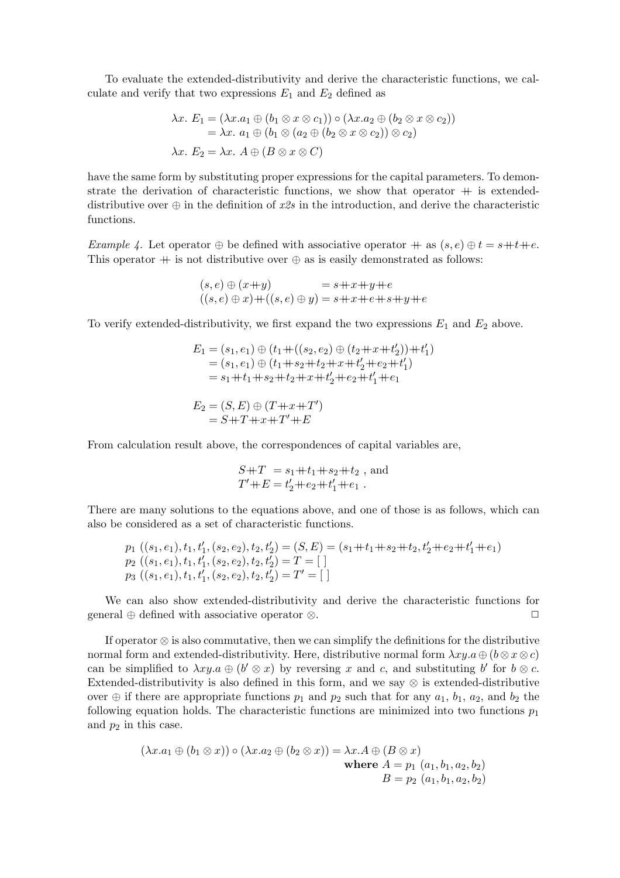To evaluate the extended-distributivity and derive the characteristic functions, we calculate and verify that two expressions $E_1$ and $E_2$ defined as

$$
\begin{aligned}
\lambda x.\ E_1 &= (\lambda x.a_1 \oplus (b_1 \otimes x \otimes c_1)) \circ (\lambda x.a_2 \oplus (b_2 \otimes x \otimes c_2)) \\
&= \lambda x.\ a_1 \oplus (b_1 \otimes (a_2 \oplus (b_2 \otimes x \otimes c_2)) \otimes c_2) \\
\lambda x.\ E_2 &= \lambda x.\ A \oplus (B \otimes x \otimes C)
\end{aligned}
$$

have the same form by substituting proper expressions for the capital parameters. To demonstrate the derivation of characteristic functions, we show that operator $+\!\!+$ is extended-distributive over $\oplus$ in the definition of *x2s* in the introduction, and derive the characteristic functions.

*Example 4.* Let operator $\oplus$ be defined with associative operator $+\!\!+$ as $(s, e) \oplus t = s +\!\!+ t +\!\!+ e$. This operator $+\!\!+$ is not distributive over $\oplus$ as is easily demonstrated as follows:

$$
\begin{aligned}
(s, e) \oplus (x +\!\!+ y) &= s +\!\!+ x +\!\!+ y +\!\!+ e \\
((s, e) \oplus x) +\!\!+ ((s, e) \oplus y) &= s +\!\!+ x +\!\!+ e +\!\!+ s +\!\!+ y +\!\!+ e
\end{aligned}
$$

To verify extended-distributivity, we first expand the two expressions $E_1$ and $E_2$ above.

$$
\begin{aligned}
E_1 &= (s_1, e_1) \oplus (t_1 +\!\!+ ((s_2, e_2) \oplus (t_2 +\!\!+ x +\!\!+ t_2')) +\!\!+ t_1') \\
&= (s_1, e_1) \oplus (t_1 +\!\!+ s_2 +\!\!+ t_2 +\!\!+ x +\!\!+ t_2' +\!\!+ e_2 +\!\!+ t_1') \\
&= s_1 +\!\!+ t_1 +\!\!+ s_2 +\!\!+ t_2 +\!\!+ x +\!\!+ t_2' +\!\!+ e_2 +\!\!+ t_1' +\!\!+ e_1
\end{aligned}
$$

$$
\begin{aligned}
E_2 &= (S, E) \oplus (T +\!\!+ x +\!\!+ T') \\
&= S +\!\!+ T +\!\!+ x +\!\!+ T' +\!\!+ E
\end{aligned}
$$

From calculation result above, the correspondences of capital variables are,

$$
\begin{aligned}
S +\!\!+ T &= s_1 +\!\!+ t_1 +\!\!+ s_2 +\!\!+ t_2 \text{ , and} \\
T' +\!\!+ E &= t_2' +\!\!+ e_2 +\!\!+ t_1' +\!\!+ e_1 \text{ .}
\end{aligned}
$$

There are many solutions to the equations above, and one of those is as follows, which can also be considered as a set of characteristic functions.

$$
\begin{aligned}
&p_1\ ((s_1, e_1), t_1, t_1', (s_2, e_2), t_2, t_2') = (S, E) = (s_1 +\!\!+ t_1 +\!\!+ s_2 +\!\!+ t_2, t_2' +\!\!+ e_2 +\!\!+ t_1' +\!\!+ e_1) \\
&p_2\ ((s_1, e_1), t_1, t_1', (s_2, e_2), t_2, t_2') = T = [\,] \\
&p_3\ ((s_1, e_1), t_1, t_1', (s_2, e_2), t_2, t_2') = T' = [\,]
\end{aligned}
$$

We can also show extended-distributivity and derive the characteristic functions for general $\oplus$ defined with associative operator $\otimes$. $\square$

If operator $\otimes$ is also commutative, then we can simplify the definitions for the distributive normal form and extended-distributivity. Here, distributive normal form $\lambda xy.a \oplus (b \otimes x \otimes c)$ can be simplified to $\lambda xy.a \oplus (b' \otimes x)$ by reversing $x$ and $c$, and substituting $b'$ for $b \otimes c$. Extended-distributivity is also defined in this form, and we say $\otimes$ is extended-distributive over $\oplus$ if there are appropriate functions $p_1$ and $p_2$ such that for any $a_1$, $b_1$, $a_2$, and $b_2$ the following equation holds. The characteristic functions are minimized into two functions $p_1$ and $p_2$ in this case.

$$
\begin{aligned}
(\lambda x.a_1 \oplus (b_1 \otimes x)) \circ (\lambda x.a_2 \oplus (b_2 \otimes x)) = \lambda x.A \oplus (B \otimes x)& \\
\textbf{where } A = p_1\ (a_1, b_1, a_2, b_2)& \\
B = p_2\ (a_1, b_1, a_2, b_2)&
\end{aligned}
$$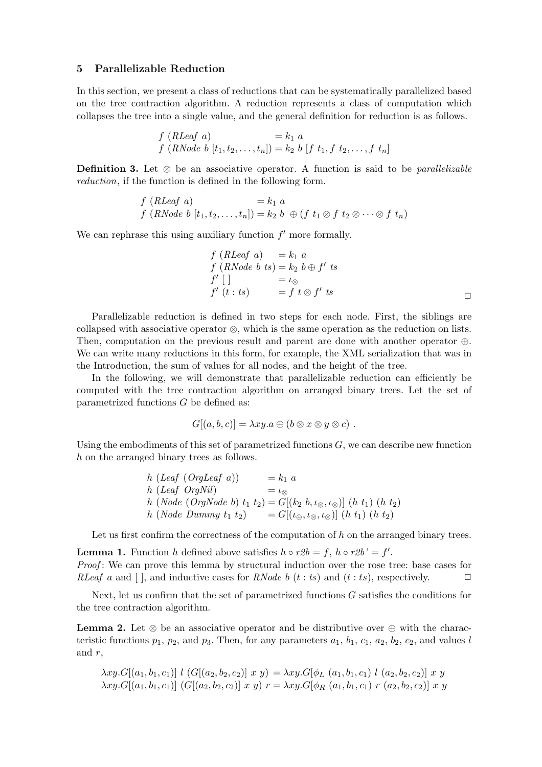## 5 Parallelizable Reduction

In this section, we present a class of reductions that can be systematically parallelized based on the tree contraction algorithm. A reduction represents a class of computation which collapses the tree into a single value, and the general definition for reduction is as follows.

$$
\begin{aligned}
&f\ (\mathit{RLeaf}\ a) &&= k_1\ a \\
&f\ (\mathit{RNode}\ b\ [t_1, t_2, \ldots, t_n]) &&= k_2\ b\ [f\ t_1, f\ t_2, \ldots, f\ t_n]
\end{aligned}
$$

**Definition 3.** Let $\otimes$ be an associative operator. A function is said to be *parallelizable reduction*, if the function is defined in the following form.

$$
\begin{aligned}
&f\ (\mathit{RLeaf}\ a) &&= k_1\ a \\
&f\ (\mathit{RNode}\ b\ [t_1, t_2, \ldots, t_n]) &&= k_2\ b\ \oplus (f\ t_1 \otimes f\ t_2 \otimes \cdots \otimes f\ t_n)
\end{aligned}
$$

We can rephrase this using auxiliary function $f'$ more formally.

$$
\begin{aligned}
&f\ (\mathit{RLeaf}\ a) &&= k_1\ a \\
&f\ (\mathit{RNode}\ b\ ts) &&= k_2\ b \oplus f'\ ts \\
&f'\ [\,] &&= \iota_\otimes \\
&f'\ (t : ts) &&= f\ t \otimes f'\ ts
\end{aligned}
$$

□

Parallelizable reduction is defined in two steps for each node. First, the siblings are collapsed with associative operator $\otimes$, which is the same operation as the reduction on lists. Then, computation on the previous result and parent are done with another operator $\oplus$. We can write many reductions in this form, for example, the XML serialization that was in the Introduction, the sum of values for all nodes, and the height of the tree.

In the following, we will demonstrate that parallelizable reduction can efficiently be computed with the tree contraction algorithm on arranged binary trees. Let the set of parametrized functions $G$ be defined as:

$$G[(a, b, c)] = \lambda xy.a \oplus (b \otimes x \otimes y \otimes c)\ .$$

Using the embodiments of this set of parametrized functions $G$, we can describe new function $h$ on the arranged binary trees as follows.

$$
\begin{aligned}
&h\ (\mathit{Leaf}\ (\mathit{OrgLeaf}\ a)) &&= k_1\ a \\
&h\ (\mathit{Leaf}\ \mathit{OrgNil}) &&= \iota_\otimes \\
&h\ (\mathit{Node}\ (\mathit{OrgNode}\ b)\ t_1\ t_2) &&= G[(k_2\ b, \iota_\otimes, \iota_\otimes)]\ (h\ t_1)\ (h\ t_2) \\
&h\ (\mathit{Node}\ \mathit{Dummy}\ t_1\ t_2) &&= G[(\iota_\oplus, \iota_\otimes, \iota_\otimes)]\ (h\ t_1)\ (h\ t_2)
\end{aligned}
$$

Let us first confirm the correctness of the computation of $h$ on the arranged binary trees.

**Lemma 1.** Function $h$ defined above satisfies $h \circ r2b = f$, $h \circ r2b' = f'$.
*Proof*: We can prove this lemma by structural induction over the rose tree: base cases for *RLeaf* $a$ and $[\,]$, and inductive cases for *RNode* $b$ $(t : ts)$ and $(t : ts)$, respectively. □

Next, let us confirm that the set of parametrized functions $G$ satisfies the conditions for the tree contraction algorithm.

**Lemma 2.** Let $\otimes$ be an associative operator and be distributive over $\oplus$ with the characteristic functions $p_1$, $p_2$, and $p_3$. Then, for any parameters $a_1$, $b_1$, $c_1$, $a_2$, $b_2$, $c_2$, and values $l$ and $r$,

$$
\begin{aligned}
&\lambda xy.G[(a_1, b_1, c_1)]\ l\ (G[(a_2, b_2, c_2)]\ x\ y) = \lambda xy.G[\phi_L\ (a_1, b_1, c_1)\ l\ (a_2, b_2, c_2)]\ x\ y \\
&\lambda xy.G[(a_1, b_1, c_1)]\ (G[(a_2, b_2, c_2)]\ x\ y)\ r = \lambda xy.G[\phi_R\ (a_1, b_1, c_1)\ r\ (a_2, b_2, c_2)]\ x\ y
\end{aligned}
$$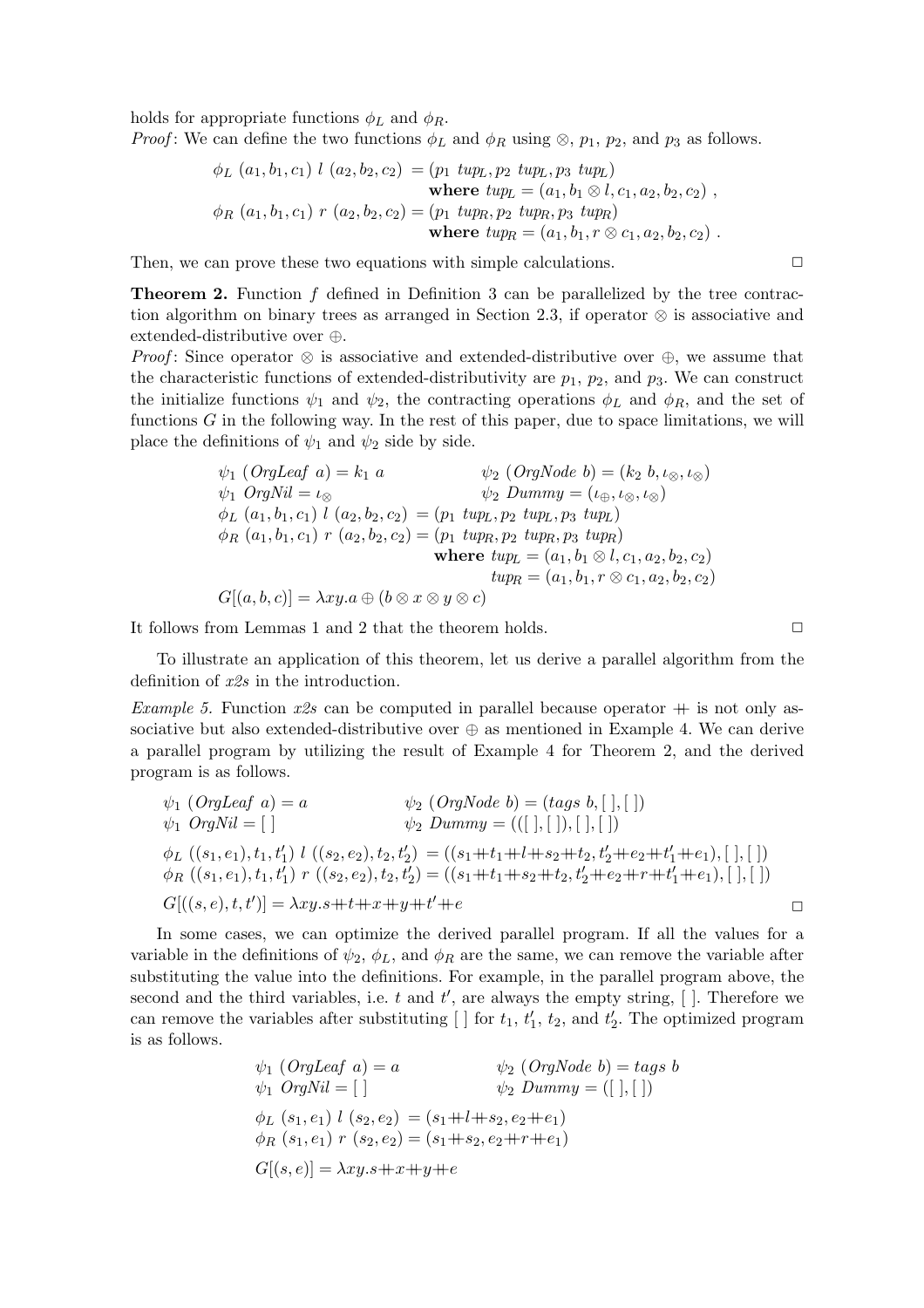holds for appropriate functions $\phi_L$ and $\phi_R$.

*Proof*: We can define the two functions $\phi_L$ and $\phi_R$ using $\otimes$, $p_1$, $p_2$, and $p_3$ as follows.

$$
\begin{aligned}
\phi_L\ (a_1,b_1,c_1)\ l\ (a_2,b_2,c_2) &= (p_1\ tup_L, p_2\ tup_L, p_3\ tup_L) \\
&\quad \textbf{where } tup_L = (a_1, b_1 \otimes l, c_1, a_2, b_2, c_2)\ , \\
\phi_R\ (a_1,b_1,c_1)\ r\ (a_2,b_2,c_2) &= (p_1\ tup_R, p_2\ tup_R, p_3\ tup_R) \\
&\quad \textbf{where } tup_R = (a_1, b_1, r \otimes c_1, a_2, b_2, c_2)\ .
\end{aligned}
$$

Then, we can prove these two equations with simple calculations. □

**Theorem 2.** Function $f$ defined in Definition 3 can be parallelized by the tree contraction algorithm on binary trees as arranged in Section 2.3, if operator $\otimes$ is associative and extended-distributive over $\oplus$.

*Proof*: Since operator $\otimes$ is associative and extended-distributive over $\oplus$, we assume that the characteristic functions of extended-distributivity are $p_1$, $p_2$, and $p_3$. We can construct the initialize functions $\psi_1$ and $\psi_2$, the contracting operations $\phi_L$ and $\phi_R$, and the set of functions $G$ in the following way. In the rest of this paper, due to space limitations, we will place the definitions of $\psi_1$ and $\psi_2$ side by side.

$$
\begin{aligned}
&\psi_1\ (\mathit{OrgLeaf}\ a) = k_1\ a && \psi_2\ (\mathit{OrgNode}\ b) = (k_2\ b, \iota_\otimes, \iota_\otimes) \\
&\psi_1\ \mathit{OrgNil} = \iota_\otimes && \psi_2\ \mathit{Dummy} = (\iota_\oplus, \iota_\otimes, \iota_\otimes) \\
&\phi_L\ (a_1,b_1,c_1)\ l\ (a_2,b_2,c_2) = (p_1\ tup_L, p_2\ tup_L, p_3\ tup_L) \\
&\phi_R\ (a_1,b_1,c_1)\ r\ (a_2,b_2,c_2) = (p_1\ tup_R, p_2\ tup_R, p_3\ tup_R) \\
&\qquad \textbf{where } tup_L = (a_1, b_1 \otimes l, c_1, a_2, b_2, c_2) \\
&\qquad\qquad\quad\ tup_R = (a_1, b_1, r \otimes c_1, a_2, b_2, c_2) \\
&G[(a,b,c)] = \lambda xy.a \oplus (b \otimes x \otimes y \otimes c)
\end{aligned}
$$

It follows from Lemmas 1 and 2 that the theorem holds. □

To illustrate an application of this theorem, let us derive a parallel algorithm from the definition of *x2s* in the introduction.

*Example 5.* Function *x2s* can be computed in parallel because operator $+\!\!+$ is not only associative but also extended-distributive over $\oplus$ as mentioned in Example 4. We can derive a parallel program by utilizing the result of Example 4 for Theorem 2, and the derived program is as follows.

$$
\begin{aligned}
&\psi_1\ (\mathit{OrgLeaf}\ a) = a && \psi_2\ (\mathit{OrgNode}\ b) = (\mathit{tags}\ b, [\,], [\,]) \\
&\psi_1\ \mathit{OrgNil} = [\,] && \psi_2\ \mathit{Dummy} = (([\,],[\,]), [\,], [\,]) \\
&\phi_L\ ((s_1,e_1),t_1,t_1')\ l\ ((s_2,e_2),t_2,t_2') = ((s_1 +\!\!+ t_1 +\!\!+ l +\!\!+ s_2 +\!\!+ t_2, t_2' +\!\!+ e_2 +\!\!+ t_1' +\!\!+ e_1), [\,], [\,]) \\
&\phi_R\ ((s_1,e_1),t_1,t_1')\ r\ ((s_2,e_2),t_2,t_2') = ((s_1 +\!\!+ t_1 +\!\!+ s_2 +\!\!+ t_2, t_2' +\!\!+ e_2 +\!\!+ r +\!\!+ t_1' +\!\!+ e_1), [\,], [\,]) \\
&G[((s,e),t,t')] = \lambda xy.s +\!\!+ t +\!\!+ x +\!\!+ y +\!\!+ t' +\!\!+ e
\end{aligned}
$$

□

In some cases, we can optimize the derived parallel program. If all the values for a variable in the definitions of $\psi_2$, $\phi_L$, and $\phi_R$ are the same, we can remove the variable after substituting the value into the definitions. For example, in the parallel program above, the second and the third variables, i.e. $t$ and $t'$, are always the empty string, $[\,]$. Therefore we can remove the variables after substituting $[\,]$ for $t_1$, $t_1'$, $t_2$, and $t_2'$. The optimized program is as follows.

$$
\begin{aligned}
&\psi_1\ (\mathit{OrgLeaf}\ a) = a && \psi_2\ (\mathit{OrgNode}\ b) = \mathit{tags}\ b \\
&\psi_1\ \mathit{OrgNil} = [\,] && \psi_2\ \mathit{Dummy} = ([\,],[\,]) \\
&\phi_L\ (s_1,e_1)\ l\ (s_2,e_2) = (s_1 +\!\!+ l +\!\!+ s_2, e_2 +\!\!+ e_1) \\
&\phi_R\ (s_1,e_1)\ r\ (s_2,e_2) = (s_1 +\!\!+ s_2, e_2 +\!\!+ r +\!\!+ e_1) \\
&G[(s,e)] = \lambda xy.s +\!\!+ x +\!\!+ y +\!\!+ e
\end{aligned}
$$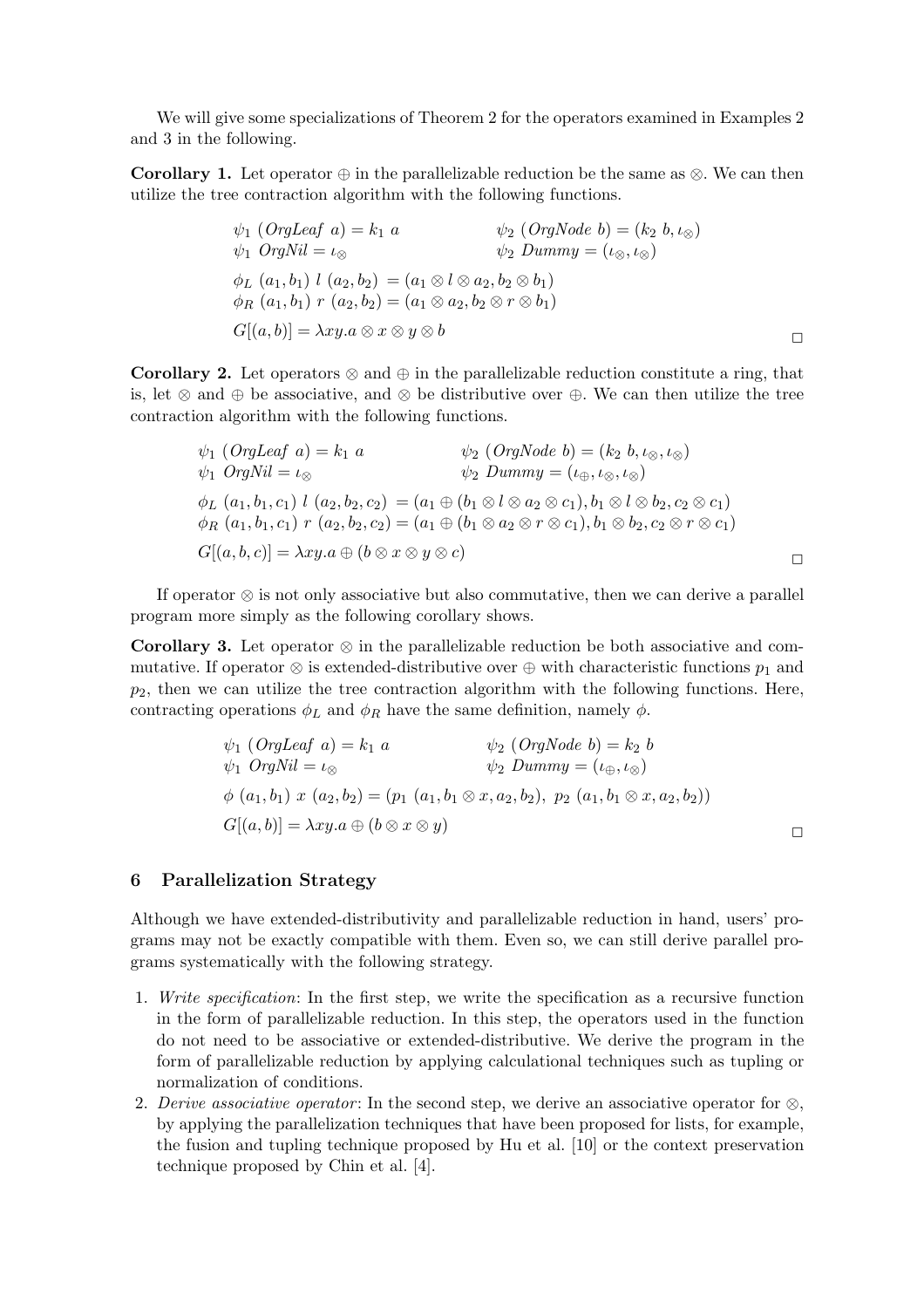We will give some specializations of Theorem 2 for the operators examined in Examples 2 and 3 in the following.

**Corollary 1.** Let operator $\oplus$ in the parallelizable reduction be the same as $\otimes$. We can then utilize the tree contraction algorithm with the following functions.

$$
\begin{array}{ll}
\psi_1\ (\mathit{OrgLeaf}\ a) = k_1\ a & \psi_2\ (\mathit{OrgNode}\ b) = (k_2\ b, \iota_\otimes) \\
\psi_1\ \mathit{OrgNil} = \iota_\otimes & \psi_2\ \mathit{Dummy} = (\iota_\otimes, \iota_\otimes)
\end{array}
$$

$$
\begin{array}{l}
\phi_L\ (a_1, b_1)\ l\ (a_2, b_2)\ = (a_1 \otimes l \otimes a_2, b_2 \otimes b_1) \\
\phi_R\ (a_1, b_1)\ r\ (a_2, b_2) = (a_1 \otimes a_2, b_2 \otimes r \otimes b_1)
\end{array}
$$

$$
G[(a,b)] = \lambda xy. a \otimes x \otimes y \otimes b
$$

□

**Corollary 2.** Let operators $\otimes$ and $\oplus$ in the parallelizable reduction constitute a ring, that is, let $\otimes$ and $\oplus$ be associative, and $\otimes$ be distributive over $\oplus$. We can then utilize the tree contraction algorithm with the following functions.

$$
\begin{array}{ll}
\psi_1\ (\mathit{OrgLeaf}\ a) = k_1\ a & \psi_2\ (\mathit{OrgNode}\ b) = (k_2\ b, \iota_\otimes, \iota_\otimes) \\
\psi_1\ \mathit{OrgNil} = \iota_\otimes & \psi_2\ \mathit{Dummy} = (\iota_\oplus, \iota_\otimes, \iota_\otimes)
\end{array}
$$

$$
\begin{array}{l}
\phi_L\ (a_1, b_1, c_1)\ l\ (a_2, b_2, c_2)\ = (a_1 \oplus (b_1 \otimes l \otimes a_2 \otimes c_1), b_1 \otimes l \otimes b_2, c_2 \otimes c_1) \\
\phi_R\ (a_1, b_1, c_1)\ r\ (a_2, b_2, c_2) = (a_1 \oplus (b_1 \otimes a_2 \otimes r \otimes c_1), b_1 \otimes b_2, c_2 \otimes r \otimes c_1)
\end{array}
$$

$$
G[(a,b,c)] = \lambda xy. a \oplus (b \otimes x \otimes y \otimes c)
$$

□

If operator $\otimes$ is not only associative but also commutative, then we can derive a parallel program more simply as the following corollary shows.

**Corollary 3.** Let operator $\otimes$ in the parallelizable reduction be both associative and commutative. If operator $\otimes$ is extended-distributive over $\oplus$ with characteristic functions $p_1$ and $p_2$, then we can utilize the tree contraction algorithm with the following functions. Here, contracting operations $\phi_L$ and $\phi_R$ have the same definition, namely $\phi$.

$$
\begin{array}{ll}
\psi_1\ (\mathit{OrgLeaf}\ a) = k_1\ a & \psi_2\ (\mathit{OrgNode}\ b) = k_2\ b \\
\psi_1\ \mathit{OrgNil} = \iota_\otimes & \psi_2\ \mathit{Dummy} = (\iota_\oplus, \iota_\otimes)
\end{array}
$$

$$
\phi\ (a_1, b_1)\ x\ (a_2, b_2) = (p_1\ (a_1, b_1 \otimes x, a_2, b_2),\ p_2\ (a_1, b_1 \otimes x, a_2, b_2))
$$

$$
G[(a,b)] = \lambda xy. a \oplus (b \otimes x \otimes y)
$$

□

## 6 Parallelization Strategy

Although we have extended-distributivity and parallelizable reduction in hand, users' programs may not be exactly compatible with them. Even so, we can still derive parallel programs systematically with the following strategy.

1. *Write specification*: In the first step, we write the specification as a recursive function in the form of parallelizable reduction. In this step, the operators used in the function do not need to be associative or extended-distributive. We derive the program in the form of parallelizable reduction by applying calculational techniques such as tupling or normalization of conditions.
2. *Derive associative operator*: In the second step, we derive an associative operator for $\otimes$, by applying the parallelization techniques that have been proposed for lists, for example, the fusion and tupling technique proposed by Hu et al. [10] or the context preservation technique proposed by Chin et al. [4].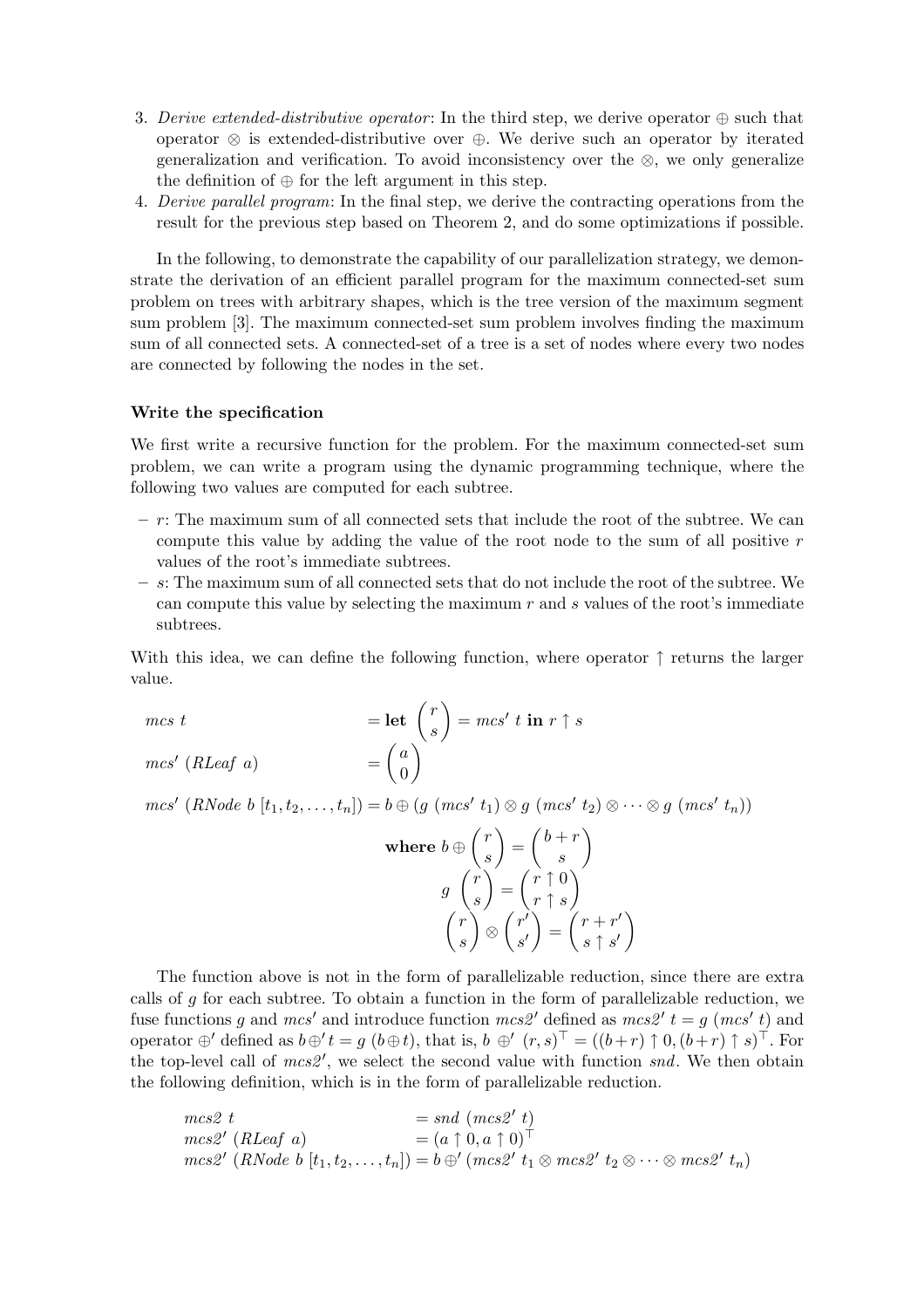3. *Derive extended-distributive operator*: In the third step, we derive operator $\oplus$ such that operator $\otimes$ is extended-distributive over $\oplus$. We derive such an operator by iterated generalization and verification. To avoid inconsistency over the $\otimes$, we only generalize the definition of $\oplus$ for the left argument in this step.
4. *Derive parallel program*: In the final step, we derive the contracting operations from the result for the previous step based on Theorem 2, and do some optimizations if possible.

In the following, to demonstrate the capability of our parallelization strategy, we demonstrate the derivation of an efficient parallel program for the maximum connected-set sum problem on trees with arbitrary shapes, which is the tree version of the maximum segment sum problem [3]. The maximum connected-set sum problem involves finding the maximum sum of all connected sets. A connected-set of a tree is a set of nodes where every two nodes are connected by following the nodes in the set.

**Write the specification**

We first write a recursive function for the problem. For the maximum connected-set sum problem, we can write a program using the dynamic programming technique, where the following two values are computed for each subtree.

- $r$: The maximum sum of all connected sets that include the root of the subtree. We can compute this value by adding the value of the root node to the sum of all positive $r$ values of the root's immediate subtrees.
- $s$: The maximum sum of all connected sets that do not include the root of the subtree. We can compute this value by selecting the maximum $r$ and $s$ values of the root's immediate subtrees.

With this idea, we can define the following function, where operator $\uparrow$ returns the larger value.

$$
\begin{aligned}
&\mathit{mcs}\ t &&= \mathbf{let}\ \begin{pmatrix} r \\ s \end{pmatrix} = \mathit{mcs}'\ t\ \mathbf{in}\ r \uparrow s \\
&\mathit{mcs}'\ (\mathit{RLeaf}\ a) &&= \begin{pmatrix} a \\ 0 \end{pmatrix} \\
&\mathit{mcs}'\ (\mathit{RNode}\ b\ [t_1, t_2, \ldots, t_n]) &&= b \oplus (g\ (\mathit{mcs}'\ t_1) \otimes g\ (\mathit{mcs}'\ t_2) \otimes \cdots \otimes g\ (\mathit{mcs}'\ t_n))
\end{aligned}
$$

$$
\begin{aligned}
\mathbf{where}\ b \oplus \begin{pmatrix} r \\ s \end{pmatrix} &= \begin{pmatrix} b + r \\ s \end{pmatrix} \\
g\ \begin{pmatrix} r \\ s \end{pmatrix} &= \begin{pmatrix} r \uparrow 0 \\ r \uparrow s \end{pmatrix} \\
\begin{pmatrix} r \\ s \end{pmatrix} \otimes \begin{pmatrix} r' \\ s' \end{pmatrix} &= \begin{pmatrix} r + r' \\ s \uparrow s' \end{pmatrix}
\end{aligned}
$$

The function above is not in the form of parallelizable reduction, since there are extra calls of $g$ for each subtree. To obtain a function in the form of parallelizable reduction, we fuse functions $g$ and $\mathit{mcs}'$ and introduce function $\mathit{mcs2}'$ defined as $\mathit{mcs2}'\ t = g\ (\mathit{mcs}'\ t)$ and operator $\oplus'$ defined as $b \oplus' t = g\ (b \oplus t)$, that is, $b\ \oplus'\ (r, s)^\top = ((b+r) \uparrow 0, (b+r) \uparrow s)^\top$. For the top-level call of $\mathit{mcs2}'$, we select the second value with function $\mathit{snd}$. We then obtain the following definition, which is in the form of parallelizable reduction.

$$
\begin{aligned}
&\mathit{mcs2}\ t &&= \mathit{snd}\ (\mathit{mcs2}'\ t) \\
&\mathit{mcs2}'\ (\mathit{RLeaf}\ a) &&= (a \uparrow 0, a \uparrow 0)^\top \\
&\mathit{mcs2}'\ (\mathit{RNode}\ b\ [t_1, t_2, \ldots, t_n]) &&= b \oplus' (\mathit{mcs2}'\ t_1 \otimes \mathit{mcs2}'\ t_2 \otimes \cdots \otimes \mathit{mcs2}'\ t_n)
\end{aligned}
$$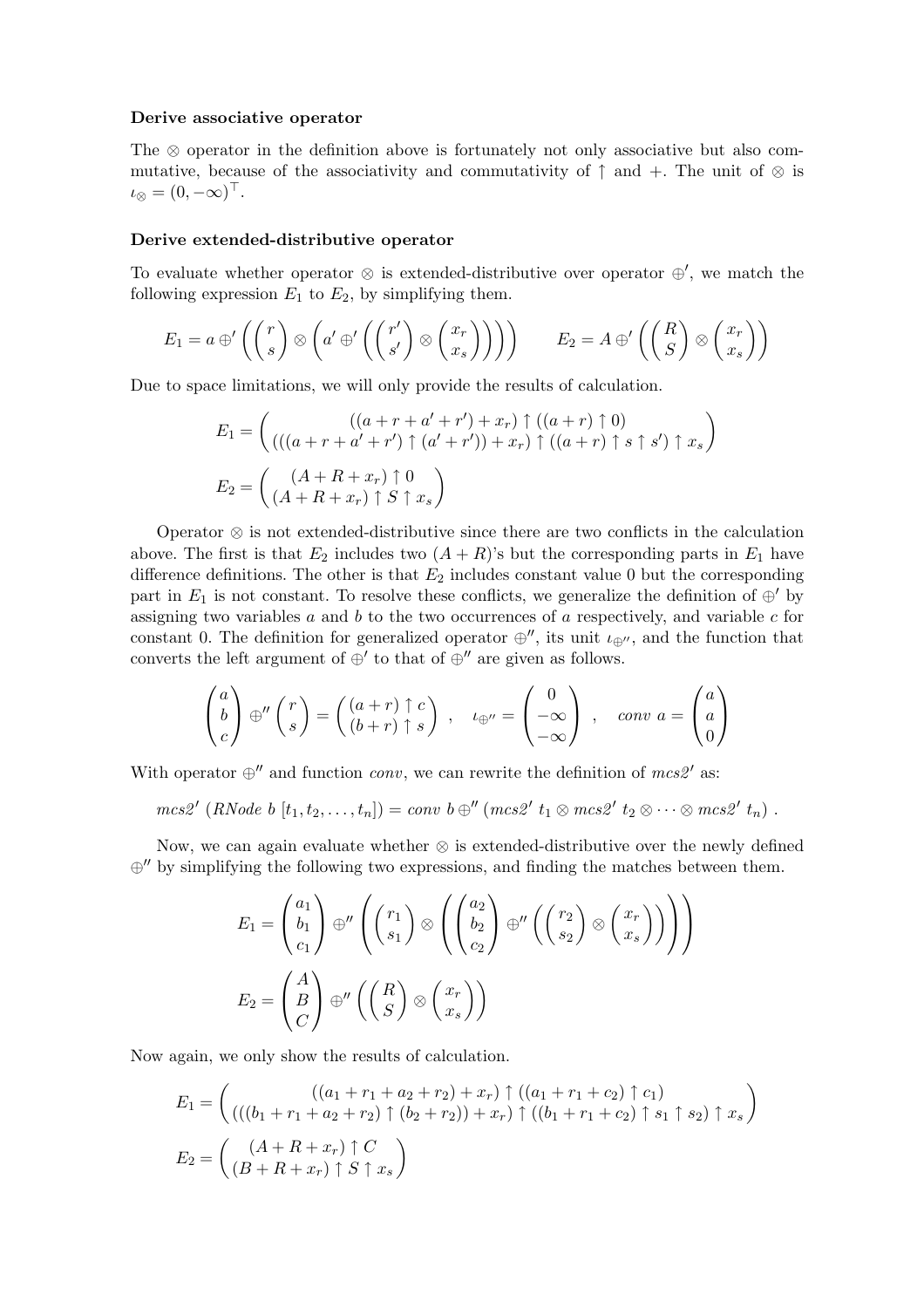**Derive associative operator**

The $\otimes$ operator in the definition above is fortunately not only associative but also commutative, because of the associativity and commutativity of $\uparrow$ and $+$. The unit of $\otimes$ is $\iota_{\otimes} = (0, -\infty)^{\top}$.

**Derive extended-distributive operator**

To evaluate whether operator $\otimes$ is extended-distributive over operator $\oplus'$, we match the following expression $E_1$ to $E_2$, by simplifying them.

$$E_1 = a \oplus' \left( \begin{pmatrix} r \\ s \end{pmatrix} \otimes \left( a' \oplus' \left( \begin{pmatrix} r' \\ s' \end{pmatrix} \otimes \begin{pmatrix} x_r \\ x_s \end{pmatrix} \right) \right) \right) \qquad E_2 = A \oplus' \left( \begin{pmatrix} R \\ S \end{pmatrix} \otimes \begin{pmatrix} x_r \\ x_s \end{pmatrix} \right)$$

Due to space limitations, we will only provide the results of calculation.

$$E_1 = \begin{pmatrix} ((a + r + a' + r') + x_r) \uparrow ((a + r) \uparrow 0) \\ (((a + r + a' + r') \uparrow (a' + r')) + x_r) \uparrow ((a + r) \uparrow s \uparrow s') \uparrow x_s \end{pmatrix}$$

$$E_2 = \begin{pmatrix} (A + R + x_r) \uparrow 0 \\ (A + R + x_r) \uparrow S \uparrow x_s \end{pmatrix}$$

Operator $\otimes$ is not extended-distributive since there are two conflicts in the calculation above. The first is that $E_2$ includes two $(A + R)$'s but the corresponding parts in $E_1$ have difference definitions. The other is that $E_2$ includes constant value 0 but the corresponding part in $E_1$ is not constant. To resolve these conflicts, we generalize the definition of $\oplus'$ by assigning two variables $a$ and $b$ to the two occurrences of $a$ respectively, and variable $c$ for constant 0. The definition for generalized operator $\oplus''$, its unit $\iota_{\oplus''}$, and the function that converts the left argument of $\oplus'$ to that of $\oplus''$ are given as follows.

$$\begin{pmatrix} a \\ b \\ c \end{pmatrix} \oplus'' \begin{pmatrix} r \\ s \end{pmatrix} = \begin{pmatrix} (a + r) \uparrow c \\ (b + r) \uparrow s \end{pmatrix} \ , \quad \iota_{\oplus''} = \begin{pmatrix} 0 \\ -\infty \\ -\infty \end{pmatrix} \ , \quad \mathit{conv}\ a = \begin{pmatrix} a \\ a \\ 0 \end{pmatrix}$$

With operator $\oplus''$ and function $\mathit{conv}$, we can rewrite the definition of $\mathit{mcs2}'$ as:

$$\mathit{mcs2}'\ (\mathit{RNode}\ b\ [t_1, t_2, \ldots, t_n]) = \mathit{conv}\ b \oplus'' (\mathit{mcs2}'\ t_1 \otimes \mathit{mcs2}'\ t_2 \otimes \cdots \otimes \mathit{mcs2}'\ t_n)\ .$$

Now, we can again evaluate whether $\otimes$ is extended-distributive over the newly defined $\oplus''$ by simplifying the following two expressions, and finding the matches between them.

$$E_1 = \begin{pmatrix} a_1 \\ b_1 \\ c_1 \end{pmatrix} \oplus'' \left( \begin{pmatrix} r_1 \\ s_1 \end{pmatrix} \otimes \left( \begin{pmatrix} a_2 \\ b_2 \\ c_2 \end{pmatrix} \oplus'' \left( \begin{pmatrix} r_2 \\ s_2 \end{pmatrix} \otimes \begin{pmatrix} x_r \\ x_s \end{pmatrix} \right) \right) \right)$$

$$E_2 = \begin{pmatrix} A \\ B \\ C \end{pmatrix} \oplus'' \left( \begin{pmatrix} R \\ S \end{pmatrix} \otimes \begin{pmatrix} x_r \\ x_s \end{pmatrix} \right)$$

Now again, we only show the results of calculation.

$$E_1 = \begin{pmatrix} ((a_1 + r_1 + a_2 + r_2) + x_r) \uparrow ((a_1 + r_1 + c_2) \uparrow c_1) \\ (((b_1 + r_1 + a_2 + r_2) \uparrow (b_2 + r_2)) + x_r) \uparrow ((b_1 + r_1 + c_2) \uparrow s_1 \uparrow s_2) \uparrow x_s \end{pmatrix}$$

$$E_2 = \begin{pmatrix} (A + R + x_r) \uparrow C \\ (B + R + x_r) \uparrow S \uparrow x_s \end{pmatrix}$$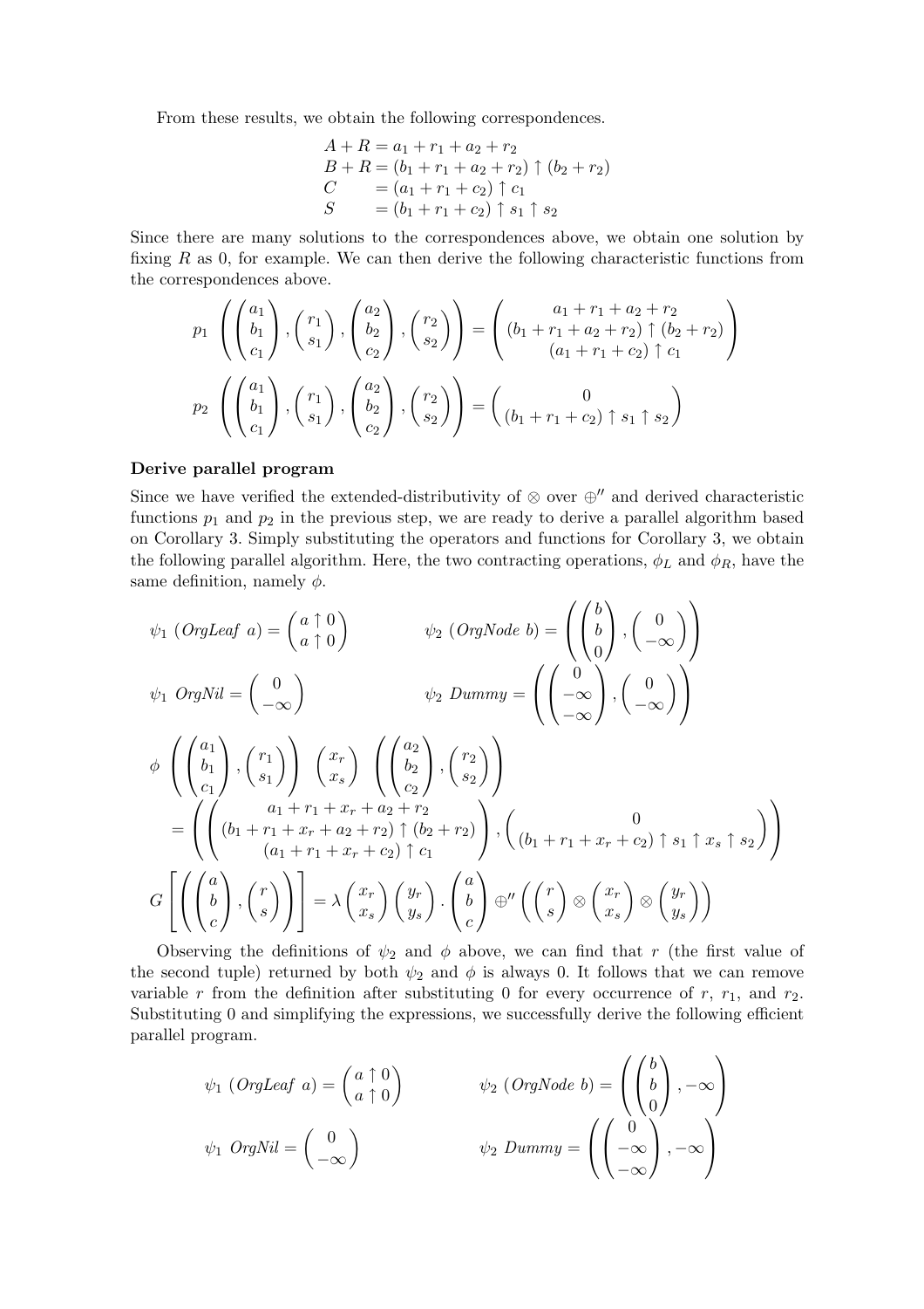From these results, we obtain the following correspondences.

$$
\begin{array}{ll}
A + R & = a_1 + r_1 + a_2 + r_2 \\
B + R & = (b_1 + r_1 + a_2 + r_2) \uparrow (b_2 + r_2) \\
C & = (a_1 + r_1 + c_2) \uparrow c_1 \\
S & = (b_1 + r_1 + c_2) \uparrow s_1 \uparrow s_2
\end{array}
$$

Since there are many solutions to the correspondences above, we obtain one solution by fixing $R$ as 0, for example. We can then derive the following characteristic functions from the correspondences above.

$$
p_1 \left( \begin{pmatrix} a_1 \\ b_1 \\ c_1 \end{pmatrix}, \begin{pmatrix} r_1 \\ s_1 \end{pmatrix}, \begin{pmatrix} a_2 \\ b_2 \\ c_2 \end{pmatrix}, \begin{pmatrix} r_2 \\ s_2 \end{pmatrix} \right) = \begin{pmatrix} a_1 + r_1 + a_2 + r_2 \\ (b_1 + r_1 + a_2 + r_2) \uparrow (b_2 + r_2) \\ (a_1 + r_1 + c_2) \uparrow c_1 \end{pmatrix}
$$

$$
p_2 \left( \begin{pmatrix} a_1 \\ b_1 \\ c_1 \end{pmatrix}, \begin{pmatrix} r_1 \\ s_1 \end{pmatrix}, \begin{pmatrix} a_2 \\ b_2 \\ c_2 \end{pmatrix}, \begin{pmatrix} r_2 \\ s_2 \end{pmatrix} \right) = \begin{pmatrix} 0 \\ (b_1 + r_1 + c_2) \uparrow s_1 \uparrow s_2 \end{pmatrix}
$$

**Derive parallel program**

Since we have verified the extended-distributivity of $\otimes$ over $\oplus''$ and derived characteristic functions $p_1$ and $p_2$ in the previous step, we are ready to derive a parallel algorithm based on Corollary 3. Simply substituting the operators and functions for Corollary 3, we obtain the following parallel algorithm. Here, the two contracting operations, $\phi_L$ and $\phi_R$, have the same definition, namely $\phi$.

$$
\psi_1 \ (\mathit{OrgLeaf}\ a) = \begin{pmatrix} a \uparrow 0 \\ a \uparrow 0 \end{pmatrix} \qquad \psi_2 \ (\mathit{OrgNode}\ b) = \left( \begin{pmatrix} b \\ b \\ 0 \end{pmatrix}, \begin{pmatrix} 0 \\ -\infty \end{pmatrix} \right)
$$

$$
\psi_1 \ \mathit{OrgNil} = \begin{pmatrix} 0 \\ -\infty \end{pmatrix} \qquad \psi_2 \ \mathit{Dummy} = \left( \begin{pmatrix} 0 \\ -\infty \\ -\infty \end{pmatrix}, \begin{pmatrix} 0 \\ -\infty \end{pmatrix} \right)
$$

$$
\begin{aligned}
&\phi \ \left( \begin{pmatrix} a_1 \\ b_1 \\ c_1 \end{pmatrix}, \begin{pmatrix} r_1 \\ s_1 \end{pmatrix} \right) \ \begin{pmatrix} x_r \\ x_s \end{pmatrix} \ \left( \begin{pmatrix} a_2 \\ b_2 \\ c_2 \end{pmatrix}, \begin{pmatrix} r_2 \\ s_2 \end{pmatrix} \right) \\
&= \left( \begin{pmatrix} a_1 + r_1 + x_r + a_2 + r_2 \\ (b_1 + r_1 + x_r + a_2 + r_2) \uparrow (b_2 + r_2) \\ (a_1 + r_1 + x_r + c_2) \uparrow c_1 \end{pmatrix}, \begin{pmatrix} 0 \\ (b_1 + r_1 + x_r + c_2) \uparrow s_1 \uparrow x_s \uparrow s_2 \end{pmatrix} \right)
\end{aligned}
$$

$$
G \left[ \left( \begin{pmatrix} a \\ b \\ c \end{pmatrix}, \begin{pmatrix} r \\ s \end{pmatrix} \right) \right] = \lambda \begin{pmatrix} x_r \\ x_s \end{pmatrix} \begin{pmatrix} y_r \\ y_s \end{pmatrix} . \begin{pmatrix} a \\ b \\ c \end{pmatrix} \oplus'' \left( \begin{pmatrix} r \\ s \end{pmatrix} \otimes \begin{pmatrix} x_r \\ x_s \end{pmatrix} \otimes \begin{pmatrix} y_r \\ y_s \end{pmatrix} \right)
$$

Observing the definitions of $\psi_2$ and $\phi$ above, we can find that $r$ (the first value of the second tuple) returned by both $\psi_2$ and $\phi$ is always 0. It follows that we can remove variable $r$ from the definition after substituting 0 for every occurrence of $r$, $r_1$, and $r_2$. Substituting 0 and simplifying the expressions, we successfully derive the following efficient parallel program.

$$
\psi_1 \ (\mathit{OrgLeaf}\ a) = \begin{pmatrix} a \uparrow 0 \\ a \uparrow 0 \end{pmatrix} \qquad \psi_2 \ (\mathit{OrgNode}\ b) = \left( \begin{pmatrix} b \\ b \\ 0 \end{pmatrix}, -\infty \right)
$$

$$
\psi_1 \ \mathit{OrgNil} = \begin{pmatrix} 0 \\ -\infty \end{pmatrix} \qquad \psi_2 \ \mathit{Dummy} = \left( \begin{pmatrix} 0 \\ -\infty \\ -\infty \end{pmatrix}, -\infty \right)
$$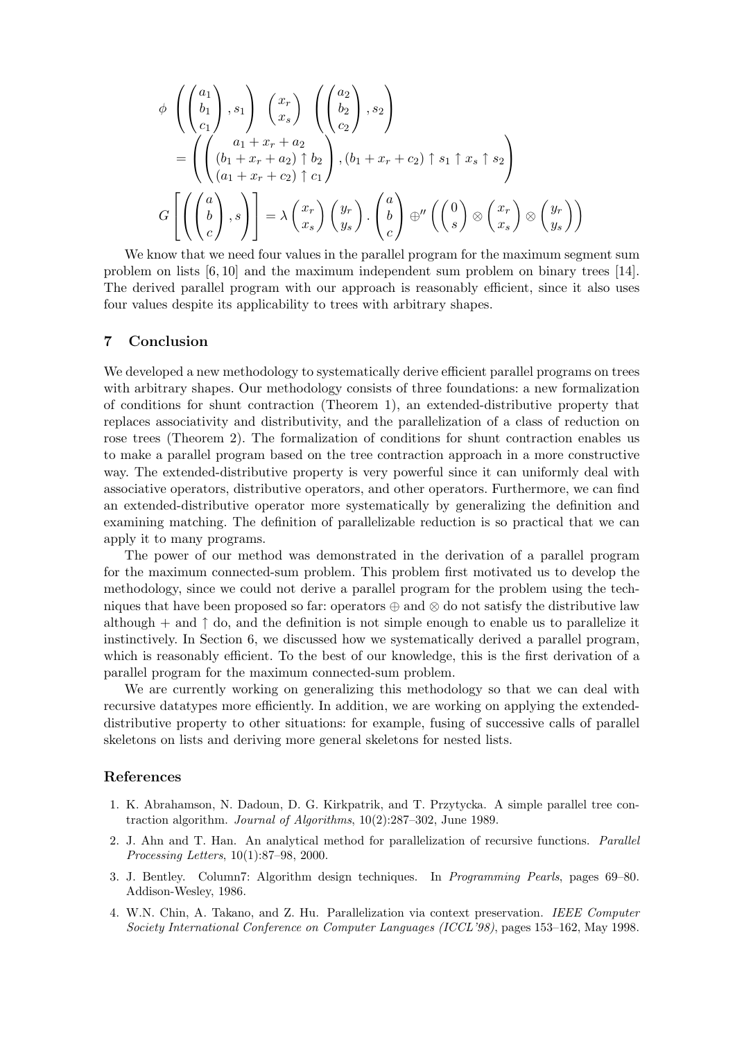$$
\begin{aligned}
&\phi \ \left( \begin{pmatrix} a_1 \\ b_1 \\ c_1 \end{pmatrix}, s_1 \right) \ \begin{pmatrix} x_r \\ x_s \end{pmatrix} \ \left( \begin{pmatrix} a_2 \\ b_2 \\ c_2 \end{pmatrix}, s_2 \right) \\
&\quad = \left( \begin{pmatrix} a_1 + x_r + a_2 \\ (b_1 + x_r + a_2) \uparrow b_2 \\ (a_1 + x_r + c_2) \uparrow c_1 \end{pmatrix}, (b_1 + x_r + c_2) \uparrow s_1 \uparrow x_s \uparrow s_2 \right) \\
&G \left[ \left( \begin{pmatrix} a \\ b \\ c \end{pmatrix}, s \right) \right] = \lambda \begin{pmatrix} x_r \\ x_s \end{pmatrix} \begin{pmatrix} y_r \\ y_s \end{pmatrix} . \begin{pmatrix} a \\ b \\ c \end{pmatrix} \oplus'' \left( \begin{pmatrix} 0 \\ s \end{pmatrix} \otimes \begin{pmatrix} x_r \\ x_s \end{pmatrix} \otimes \begin{pmatrix} y_r \\ y_s \end{pmatrix} \right)
\end{aligned}
$$

We know that we need four values in the parallel program for the maximum segment sum problem on lists [6, 10] and the maximum independent sum problem on binary trees [14]. The derived parallel program with our approach is reasonably efficient, since it also uses four values despite its applicability to trees with arbitrary shapes.

## 7 Conclusion

We developed a new methodology to systematically derive efficient parallel programs on trees with arbitrary shapes. Our methodology consists of three foundations: a new formalization of conditions for shunt contraction (Theorem 1), an extended-distributive property that replaces associativity and distributivity, and the parallelization of a class of reduction on rose trees (Theorem 2). The formalization of conditions for shunt contraction enables us to make a parallel program based on the tree contraction approach in a more constructive way. The extended-distributive property is very powerful since it can uniformly deal with associative operators, distributive operators, and other operators. Furthermore, we can find an extended-distributive operator more systematically by generalizing the definition and examining matching. The definition of parallelizable reduction is so practical that we can apply it to many programs.

The power of our method was demonstrated in the derivation of a parallel program for the maximum connected-sum problem. This problem first motivated us to develop the methodology, since we could not derive a parallel program for the problem using the techniques that have been proposed so far: operators $\oplus$ and $\otimes$ do not satisfy the distributive law although $+$ and $\uparrow$ do, and the definition is not simple enough to enable us to parallelize it instinctively. In Section 6, we discussed how we systematically derived a parallel program, which is reasonably efficient. To the best of our knowledge, this is the first derivation of a parallel program for the maximum connected-sum problem.

We are currently working on generalizing this methodology so that we can deal with recursive datatypes more efficiently. In addition, we are working on applying the extended-distributive property to other situations: for example, fusing of successive calls of parallel skeletons on lists and deriving more general skeletons for nested lists.

## References

1. K. Abrahamson, N. Dadoun, D. G. Kirkpatrik, and T. Przytycka. A simple parallel tree contraction algorithm. *Journal of Algorithms*, 10(2):287–302, June 1989.
2. J. Ahn and T. Han. An analytical method for parallelization of recursive functions. *Parallel Processing Letters*, 10(1):87–98, 2000.
3. J. Bentley. Column7: Algorithm design techniques. In *Programming Pearls*, pages 69–80. Addison-Wesley, 1986.
4. W.N. Chin, A. Takano, and Z. Hu. Parallelization via context preservation. *IEEE Computer Society International Conference on Computer Languages (ICCL'98)*, pages 153–162, May 1998.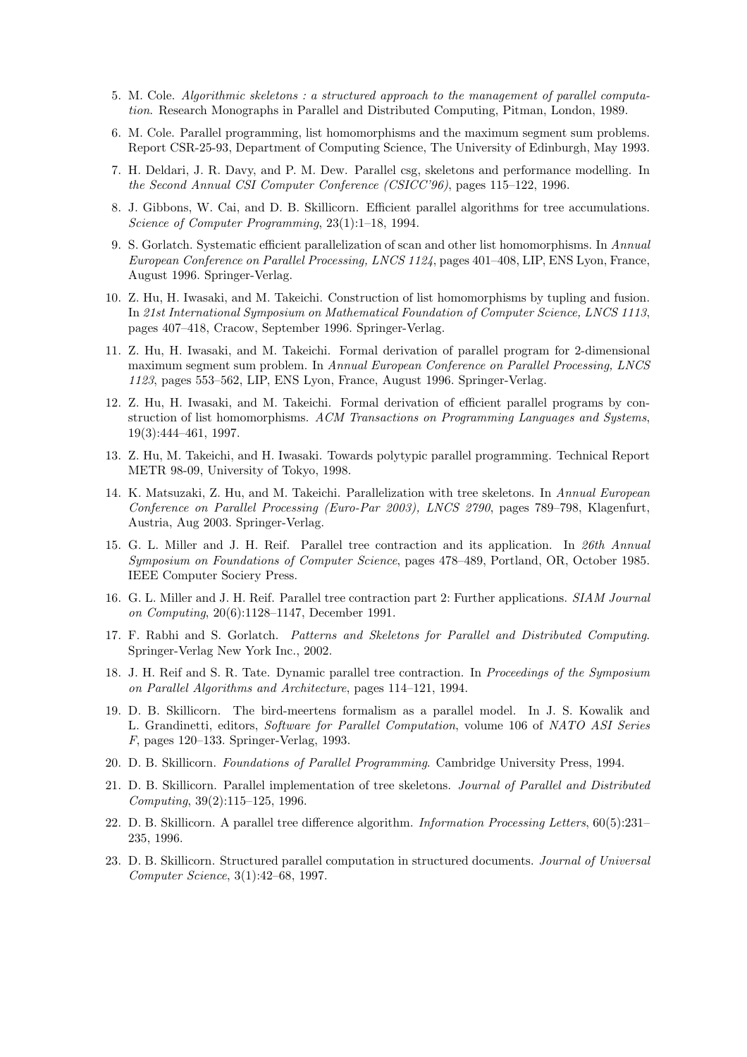5. M. Cole. *Algorithmic skeletons : a structured approach to the management of parallel computation*. Research Monographs in Parallel and Distributed Computing, Pitman, London, 1989.
6. M. Cole. Parallel programming, list homomorphisms and the maximum segment sum problems. Report CSR-25-93, Department of Computing Science, The University of Edinburgh, May 1993.
7. H. Deldari, J. R. Davy, and P. M. Dew. Parallel csg, skeletons and performance modelling. In *the Second Annual CSI Computer Conference (CSICC'96)*, pages 115–122, 1996.
8. J. Gibbons, W. Cai, and D. B. Skillicorn. Efficient parallel algorithms for tree accumulations. *Science of Computer Programming*, 23(1):1–18, 1994.
9. S. Gorlatch. Systematic efficient parallelization of scan and other list homomorphisms. In *Annual European Conference on Parallel Processing, LNCS 1124*, pages 401–408, LIP, ENS Lyon, France, August 1996. Springer-Verlag.
10. Z. Hu, H. Iwasaki, and M. Takeichi. Construction of list homomorphisms by tupling and fusion. In *21st International Symposium on Mathematical Foundation of Computer Science, LNCS 1113*, pages 407–418, Cracow, September 1996. Springer-Verlag.
11. Z. Hu, H. Iwasaki, and M. Takeichi. Formal derivation of parallel program for 2-dimensional maximum segment sum problem. In *Annual European Conference on Parallel Processing, LNCS 1123*, pages 553–562, LIP, ENS Lyon, France, August 1996. Springer-Verlag.
12. Z. Hu, H. Iwasaki, and M. Takeichi. Formal derivation of efficient parallel programs by construction of list homomorphisms. *ACM Transactions on Programming Languages and Systems*, 19(3):444–461, 1997.
13. Z. Hu, M. Takeichi, and H. Iwasaki. Towards polytypic parallel programming. Technical Report METR 98-09, University of Tokyo, 1998.
14. K. Matsuzaki, Z. Hu, and M. Takeichi. Parallelization with tree skeletons. In *Annual European Conference on Parallel Processing (Euro-Par 2003), LNCS 2790*, pages 789–798, Klagenfurt, Austria, Aug 2003. Springer-Verlag.
15. G. L. Miller and J. H. Reif. Parallel tree contraction and its application. In *26th Annual Symposium on Foundations of Computer Science*, pages 478–489, Portland, OR, October 1985. IEEE Computer Sociery Press.
16. G. L. Miller and J. H. Reif. Parallel tree contraction part 2: Further applications. *SIAM Journal on Computing*, 20(6):1128–1147, December 1991.
17. F. Rabhi and S. Gorlatch. *Patterns and Skeletons for Parallel and Distributed Computing*. Springer-Verlag New York Inc., 2002.
18. J. H. Reif and S. R. Tate. Dynamic parallel tree contraction. In *Proceedings of the Symposium on Parallel Algorithms and Architecture*, pages 114–121, 1994.
19. D. B. Skillicorn. The bird-meertens formalism as a parallel model. In J. S. Kowalik and L. Grandinetti, editors, *Software for Parallel Computation*, volume 106 of *NATO ASI Series F*, pages 120–133. Springer-Verlag, 1993.
20. D. B. Skillicorn. *Foundations of Parallel Programming*. Cambridge University Press, 1994.
21. D. B. Skillicorn. Parallel implementation of tree skeletons. *Journal of Parallel and Distributed Computing*, 39(2):115–125, 1996.
22. D. B. Skillicorn. A parallel tree difference algorithm. *Information Processing Letters*, 60(5):231–235, 1996.
23. D. B. Skillicorn. Structured parallel computation in structured documents. *Journal of Universal Computer Science*, 3(1):42–68, 1997.